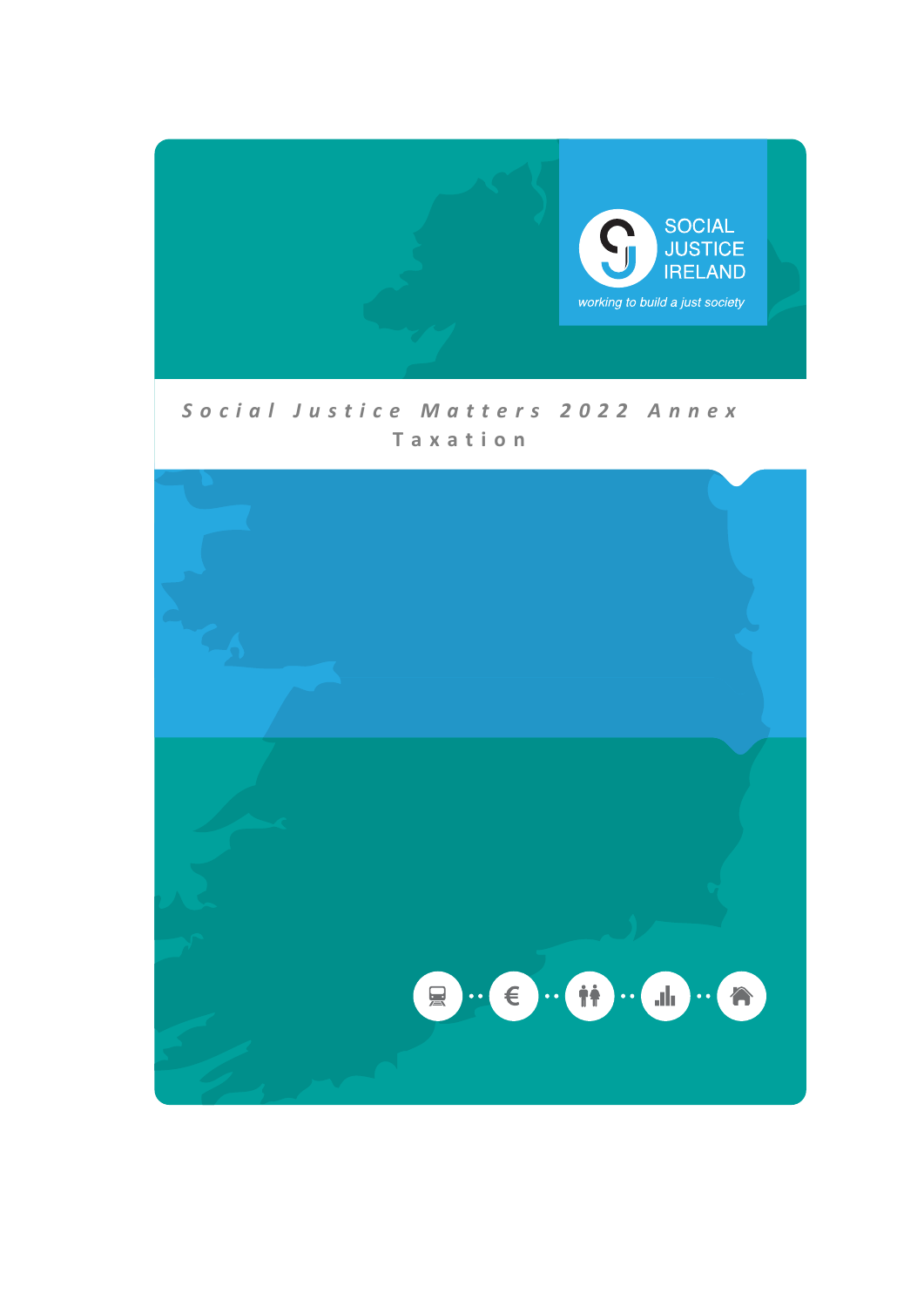SOCIAL JUSTICE IRELAND

*working to build a just society*

# Social Justice Matters 2022 Annex

## Taxation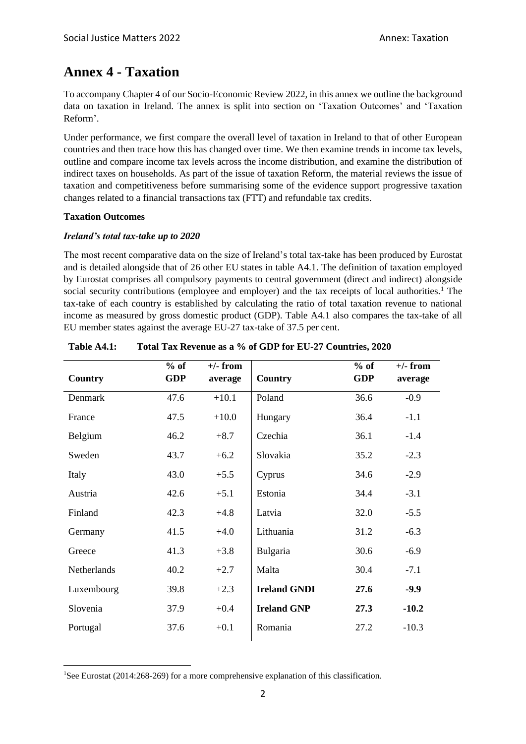# Annex 4 - Taxation

To accompany Chapter 4 of our Socio-Economic Review 2022, in this annex we outline the background data on taxation in Ireland. The annex is split into section on 'Taxation Outcomes' and 'Taxation Reform'.

Under performance, we first compare the overall level of taxation in Ireland to that of other European countries and then trace how this has changed over time. We then examine trends in income tax levels, outline and compare income tax levels across the income distribution, and examine the distribution of indirect taxes on households. As part of the issue of taxation Reform, the material reviews the issue of taxation and competitiveness before summarising some of the evidence support progressive taxation changes related to a financial transactions tax (FTT) and refundable tax credits.

**Taxation Outcomes**

***Ireland's total tax-take up to 2020***

The most recent comparative data on the size of Ireland's total tax-take has been produced by Eurostat and is detailed alongside that of 26 other EU states in table A4.1. The definition of taxation employed by Eurostat comprises all compulsory payments to central government (direct and indirect) alongside social security contributions (employee and employer) and the tax receipts of local authorities.[1] The tax-take of each country is established by calculating the ratio of total taxation revenue to national income as measured by gross domestic product (GDP). Table A4.1 also compares the tax-take of all EU member states against the average EU-27 tax-take of 37.5 per cent.

**Table A4.1: Total Tax Revenue as a % of GDP for EU-27 Countries, 2020**

| Country | % of GDP | +/- from average | Country | % of GDP | +/- from average |
|---|---|---|---|---|---|
| Denmark | 47.6 | +10.1 | Poland | 36.6 | -0.9 |
| France | 47.5 | +10.0 | Hungary | 36.4 | -1.1 |
| Belgium | 46.2 | +8.7 | Czechia | 36.1 | -1.4 |
| Sweden | 43.7 | +6.2 | Slovakia | 35.2 | -2.3 |
| Italy | 43.0 | +5.5 | Cyprus | 34.6 | -2.9 |
| Austria | 42.6 | +5.1 | Estonia | 34.4 | -3.1 |
| Finland | 42.3 | +4.8 | Latvia | 32.0 | -5.5 |
| Germany | 41.5 | +4.0 | Lithuania | 31.2 | -6.3 |
| Greece | 41.3 | +3.8 | Bulgaria | 30.6 | -6.9 |
| Netherlands | 40.2 | +2.7 | Malta | 30.4 | -7.1 |
| Luxembourg | 39.8 | +2.3 | **Ireland GNDI** | **27.6** | **-9.9** |
| Slovenia | 37.9 | +0.4 | **Ireland GNP** | **27.3** | **-10.2** |
| Portugal | 37.6 | +0.1 | Romania | 27.2 | -10.3 |

[1] See Eurostat (2014:268-269) for a more comprehensive explanation of this classification.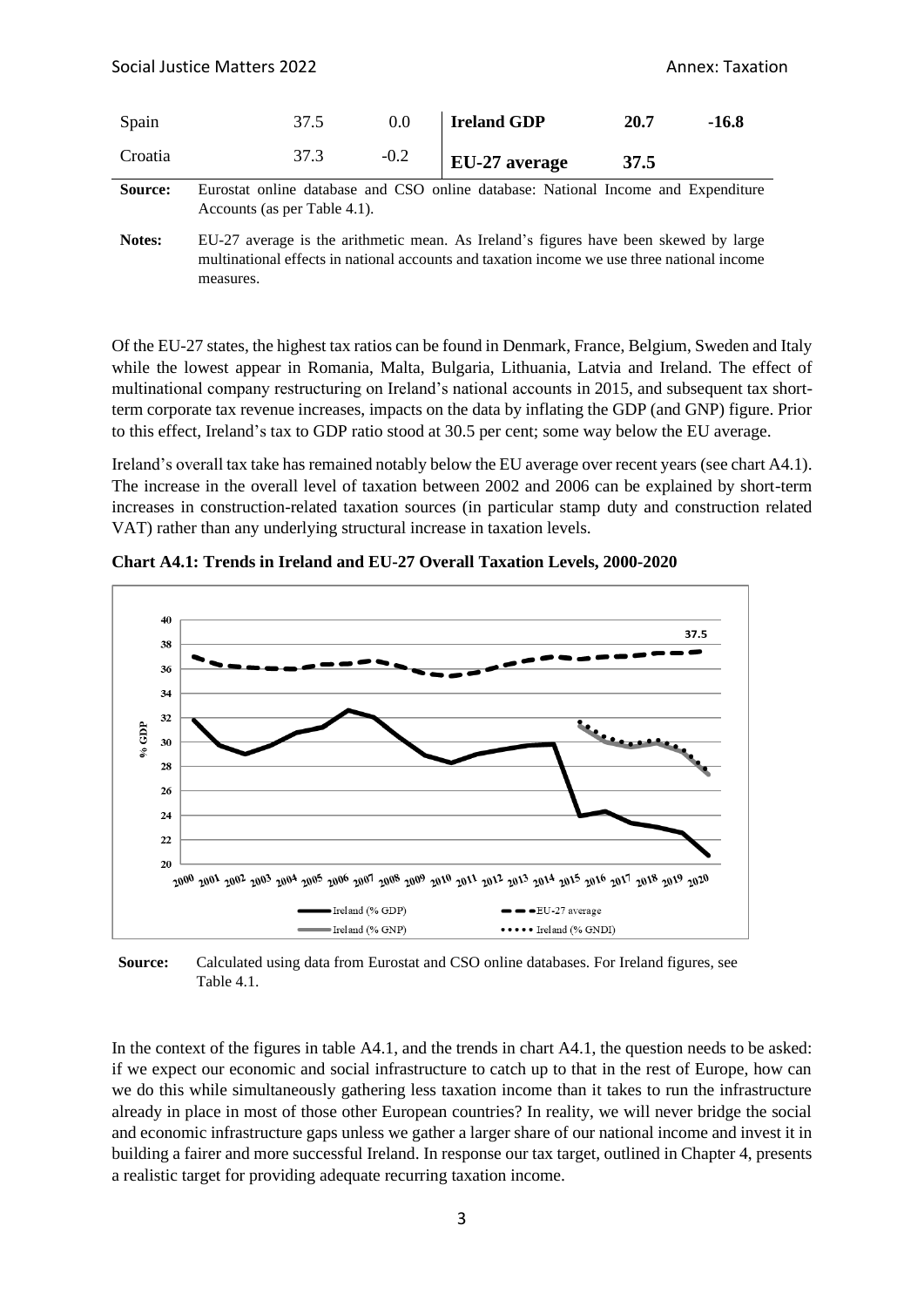| | | | | | |
|---|---|---|---|---|---|
| Spain | 37.5 | 0.0 | **Ireland GDP** | **20.7** | **-16.8** |
| Croatia | 37.3 | -0.2 | **EU-27 average** | **37.5** | |

**Source:** Eurostat online database and CSO online database: National Income and Expenditure Accounts (as per Table 4.1).

**Notes:** EU-27 average is the arithmetic mean. As Ireland's figures have been skewed by large multinational effects in national accounts and taxation income we use three national income measures.

Of the EU-27 states, the highest tax ratios can be found in Denmark, France, Belgium, Sweden and Italy while the lowest appear in Romania, Malta, Bulgaria, Lithuania, Latvia and Ireland. The effect of multinational company restructuring on Ireland's national accounts in 2015, and subsequent tax short-term corporate tax revenue increases, impacts on the data by inflating the GDP (and GNP) figure. Prior to this effect, Ireland's tax to GDP ratio stood at 30.5 per cent; some way below the EU average.

Ireland's overall tax take has remained notably below the EU average over recent years (see chart A4.1). The increase in the overall level of taxation between 2002 and 2006 can be explained by short-term increases in construction-related taxation sources (in particular stamp duty and construction related VAT) rather than any underlying structural increase in taxation levels.

**Chart A4.1: Trends in Ireland and EU-27 Overall Taxation Levels, 2000-2020**

% GDP

40
38
36
34
32
30
28
26
24
22
20

37.5

2000 2001 2002 2003 2004 2005 2006 2007 2008 2009 2010 2011 2012 2013 2014 2015 2016 2017 2018 2019 2020

Ireland (% GDP)
EU-27 average
Ireland (% GNP)
Ireland (% GNDI)

**Source:** Calculated using data from Eurostat and CSO online databases. For Ireland figures, see Table 4.1.

In the context of the figures in table A4.1, and the trends in chart A4.1, the question needs to be asked: if we expect our economic and social infrastructure to catch up to that in the rest of Europe, how can we do this while simultaneously gathering less taxation income than it takes to run the infrastructure already in place in most of those other European countries? In reality, we will never bridge the social and economic infrastructure gaps unless we gather a larger share of our national income and invest it in building a fairer and more successful Ireland. In response our tax target, outlined in Chapter 4, presents a realistic target for providing adequate recurring taxation income.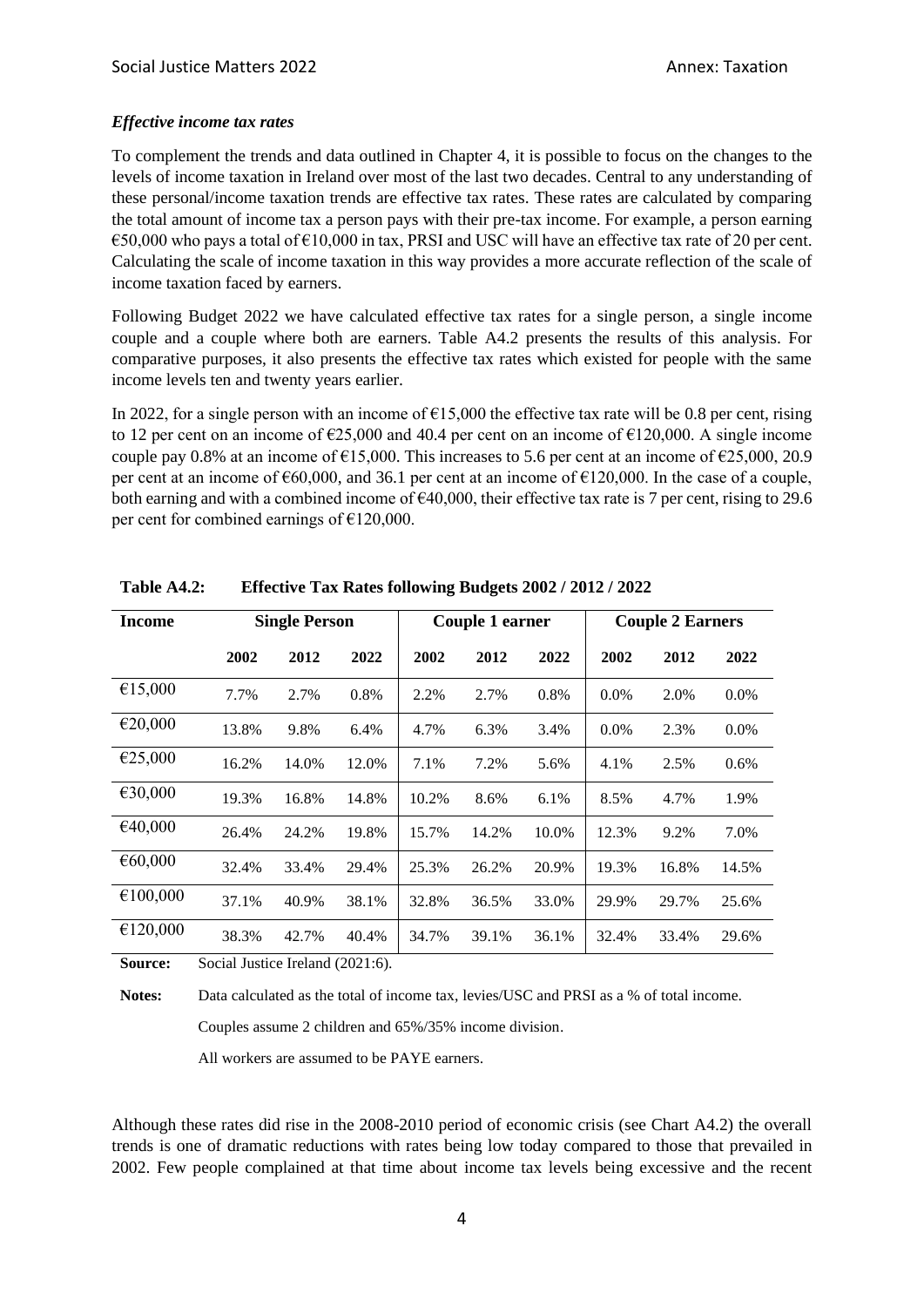### *Effective income tax rates*

To complement the trends and data outlined in Chapter 4, it is possible to focus on the changes to the levels of income taxation in Ireland over most of the last two decades. Central to any understanding of these personal/income taxation trends are effective tax rates. These rates are calculated by comparing the total amount of income tax a person pays with their pre-tax income. For example, a person earning €50,000 who pays a total of €10,000 in tax, PRSI and USC will have an effective tax rate of 20 per cent. Calculating the scale of income taxation in this way provides a more accurate reflection of the scale of income taxation faced by earners.

Following Budget 2022 we have calculated effective tax rates for a single person, a single income couple and a couple where both are earners. Table A4.2 presents the results of this analysis. For comparative purposes, it also presents the effective tax rates which existed for people with the same income levels ten and twenty years earlier.

In 2022, for a single person with an income of €15,000 the effective tax rate will be 0.8 per cent, rising to 12 per cent on an income of €25,000 and 40.4 per cent on an income of €120,000. A single income couple pay 0.8% at an income of €15,000. This increases to 5.6 per cent at an income of €25,000, 20.9 per cent at an income of €60,000, and 36.1 per cent at an income of €120,000. In the case of a couple, both earning and with a combined income of €40,000, their effective tax rate is 7 per cent, rising to 29.6 per cent for combined earnings of €120,000.

**Table A4.2: Effective Tax Rates following Budgets 2002 / 2012 / 2022**

| Income | Single Person | | | Couple 1 earner | | | Couple 2 Earners | | |
|---|---|---|---|---|---|---|---|---|---|
| | 2002 | 2012 | 2022 | 2002 | 2012 | 2022 | 2002 | 2012 | 2022 |
| €15,000 | 7.7% | 2.7% | 0.8% | 2.2% | 2.7% | 0.8% | 0.0% | 2.0% | 0.0% |
| €20,000 | 13.8% | 9.8% | 6.4% | 4.7% | 6.3% | 3.4% | 0.0% | 2.3% | 0.0% |
| €25,000 | 16.2% | 14.0% | 12.0% | 7.1% | 7.2% | 5.6% | 4.1% | 2.5% | 0.6% |
| €30,000 | 19.3% | 16.8% | 14.8% | 10.2% | 8.6% | 6.1% | 8.5% | 4.7% | 1.9% |
| €40,000 | 26.4% | 24.2% | 19.8% | 15.7% | 14.2% | 10.0% | 12.3% | 9.2% | 7.0% |
| €60,000 | 32.4% | 33.4% | 29.4% | 25.3% | 26.2% | 20.9% | 19.3% | 16.8% | 14.5% |
| €100,000 | 37.1% | 40.9% | 38.1% | 32.8% | 36.5% | 33.0% | 29.9% | 29.7% | 25.6% |
| €120,000 | 38.3% | 42.7% | 40.4% | 34.7% | 39.1% | 36.1% | 32.4% | 33.4% | 29.6% |

**Source:** Social Justice Ireland (2021:6).

**Notes:** Data calculated as the total of income tax, levies/USC and PRSI as a % of total income.

Couples assume 2 children and 65%/35% income division.

All workers are assumed to be PAYE earners.

Although these rates did rise in the 2008-2010 period of economic crisis (see Chart A4.2) the overall trends is one of dramatic reductions with rates being low today compared to those that prevailed in 2002. Few people complained at that time about income tax levels being excessive and the recent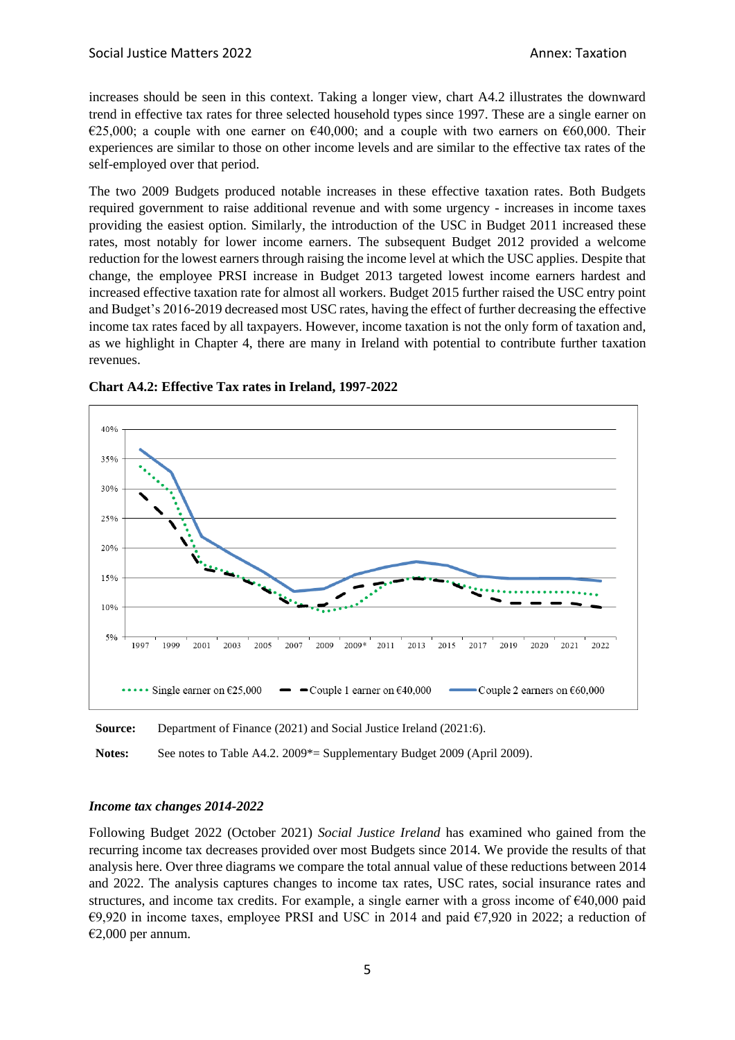increases should be seen in this context. Taking a longer view, chart A4.2 illustrates the downward trend in effective tax rates for three selected household types since 1997. These are a single earner on €25,000; a couple with one earner on €40,000; and a couple with two earners on €60,000. Their experiences are similar to those on other income levels and are similar to the effective tax rates of the self-employed over that period.

The two 2009 Budgets produced notable increases in these effective taxation rates. Both Budgets required government to raise additional revenue and with some urgency - increases in income taxes providing the easiest option. Similarly, the introduction of the USC in Budget 2011 increased these rates, most notably for lower income earners. The subsequent Budget 2012 provided a welcome reduction for the lowest earners through raising the income level at which the USC applies. Despite that change, the employee PRSI increase in Budget 2013 targeted lowest income earners hardest and increased effective taxation rate for almost all workers. Budget 2015 further raised the USC entry point and Budget's 2016-2019 decreased most USC rates, having the effect of further decreasing the effective income tax rates faced by all taxpayers. However, income taxation is not the only form of taxation and, as we highlight in Chapter 4, there are many in Ireland with potential to contribute further taxation revenues.

**Chart A4.2: Effective Tax rates in Ireland, 1997-2022**

40%
35%
30%
25%
20%
15%
10%
5%

1997 1999 2001 2003 2005 2007 2009 2009* 2011 2013 2015 2017 2019 2020 2021 2022

Single earner on €25,000
Couple 1 earner on €40,000
Couple 2 earners on €60,000

**Source:** Department of Finance (2021) and Social Justice Ireland (2021:6).

**Notes:** See notes to Table A4.2. 2009*= Supplementary Budget 2009 (April 2009).

### *Income tax changes 2014-2022*

Following Budget 2022 (October 2021) *Social Justice Ireland* has examined who gained from the recurring income tax decreases provided over most Budgets since 2014. We provide the results of that analysis here. Over three diagrams we compare the total annual value of these reductions between 2014 and 2022. The analysis captures changes to income tax rates, USC rates, social insurance rates and structures, and income tax credits. For example, a single earner with a gross income of €40,000 paid €9,920 in income taxes, employee PRSI and USC in 2014 and paid €7,920 in 2022; a reduction of €2,000 per annum.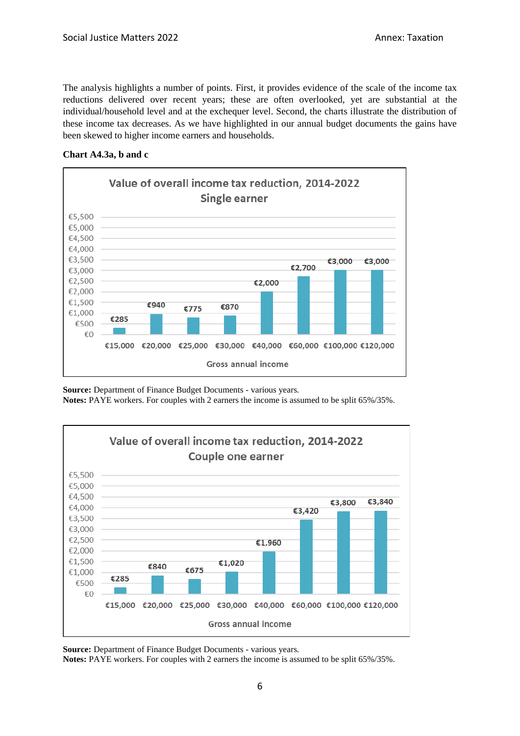The analysis highlights a number of points. First, it provides evidence of the scale of the income tax reductions delivered over recent years; these are often overlooked, yet are substantial at the individual/household level and at the exchequer level. Second, the charts illustrate the distribution of these income tax decreases. As we have highlighted in our annual budget documents the gains have been skewed to higher income earners and households.

**Chart A4.3a, b and c**

Value of overall income tax reduction, 2014-2022
Single earner

€5,500
€5,000
€4,500
€4,000
€3,500
€3,000
€2,500
€2,000
€1,500
€1,000
€500
€0

€285
€940
€775
€870
€2,000
€2,700
€3,000
€3,000

€15,000 €20,000 €25,000 €30,000 €40,000 €60,000 €100,000 €120,000

Gross annual income

**Source:** Department of Finance Budget Documents - various years.
**Notes:** PAYE workers. For couples with 2 earners the income is assumed to be split 65%/35%.

Value of overall income tax reduction, 2014-2022
Couple one earner

€5,500
€5,000
€4,500
€4,000
€3,500
€3,000
€2,500
€2,000
€1,500
€1,000
€500
€0

€285
€840
€675
€1,020
€1,960
€3,420
€3,800
€3,840

€15,000 €20,000 €25,000 €30,000 €40,000 €60,000 €100,000 €120,000

Gross annual income

**Source:** Department of Finance Budget Documents - various years.
**Notes:** PAYE workers. For couples with 2 earners the income is assumed to be split 65%/35%.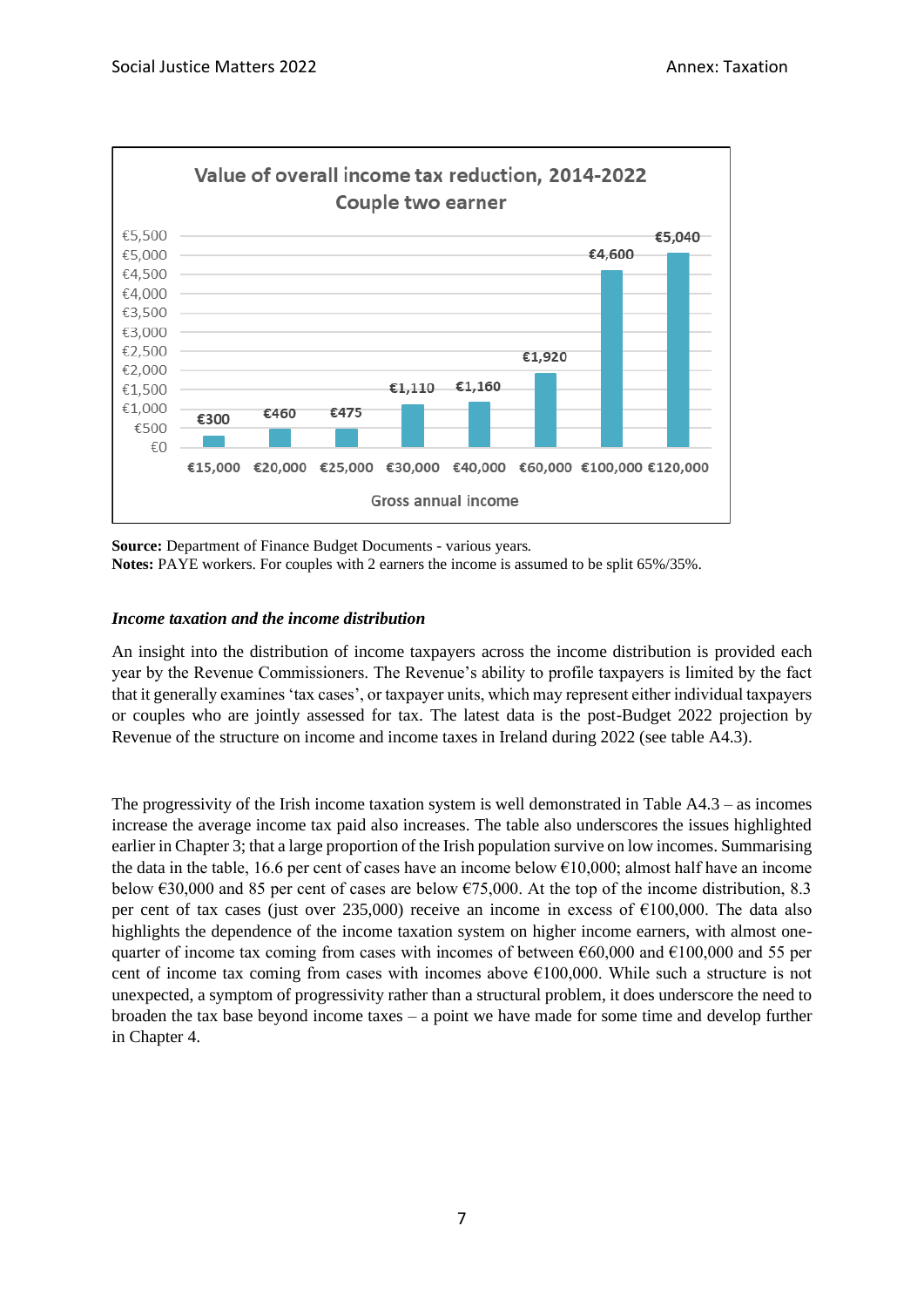Value of overall income tax reduction, 2014-2022
Couple two earner

€5,500
€5,000
€4,500
€4,000
€3,500
€3,000
€2,500
€2,000
€1,500
€1,000
€500
€0

€300 €460 €475 €1,110 €1,160 €1,920 €4,600 €5,040

€15,000 €20,000 €25,000 €30,000 €40,000 €60,000 €100,000 €120,000

Gross annual income

**Source:** Department of Finance Budget Documents - various years.
**Notes:** PAYE workers. For couples with 2 earners the income is assumed to be split 65%/35%.

***Income taxation and the income distribution***

An insight into the distribution of income taxpayers across the income distribution is provided each year by the Revenue Commissioners. The Revenue's ability to profile taxpayers is limited by the fact that it generally examines 'tax cases', or taxpayer units, which may represent either individual taxpayers or couples who are jointly assessed for tax. The latest data is the post-Budget 2022 projection by Revenue of the structure on income and income taxes in Ireland during 2022 (see table A4.3).

The progressivity of the Irish income taxation system is well demonstrated in Table A4.3 – as incomes increase the average income tax paid also increases. The table also underscores the issues highlighted earlier in Chapter 3; that a large proportion of the Irish population survive on low incomes. Summarising the data in the table, 16.6 per cent of cases have an income below €10,000; almost half have an income below €30,000 and 85 per cent of cases are below €75,000. At the top of the income distribution, 8.3 per cent of tax cases (just over 235,000) receive an income in excess of €100,000. The data also highlights the dependence of the income taxation system on higher income earners, with almost one-quarter of income tax coming from cases with incomes of between €60,000 and €100,000 and 55 per cent of income tax coming from cases with incomes above €100,000. While such a structure is not unexpected, a symptom of progressivity rather than a structural problem, it does underscore the need to broaden the tax base beyond income taxes – a point we have made for some time and develop further in Chapter 4.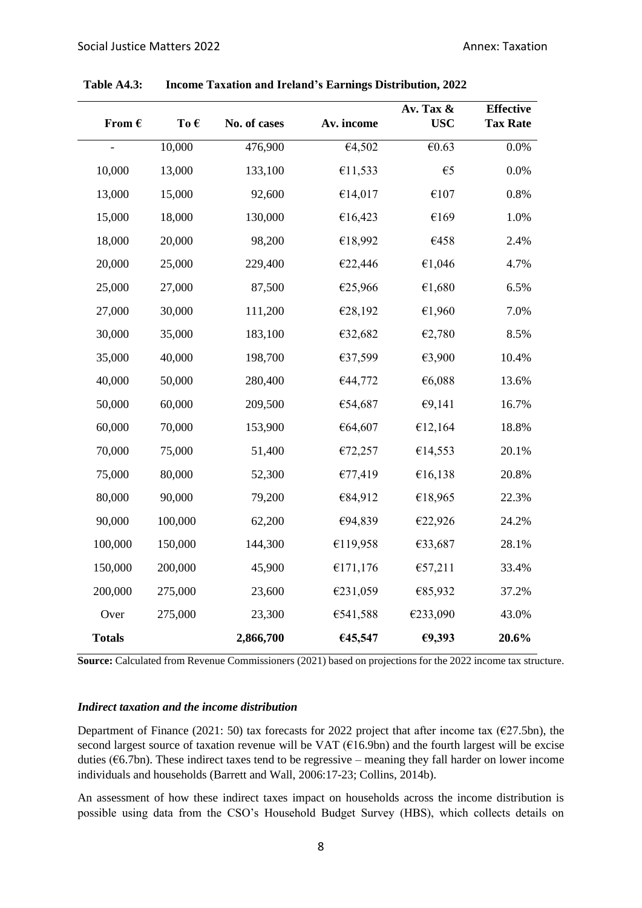**Table A4.3: Income Taxation and Ireland's Earnings Distribution, 2022**

| From € | To € | No. of cases | Av. income | Av. Tax & USC | Effective Tax Rate |
|---|---|---|---|---|---|
| - | 10,000 | 476,900 | €4,502 | €0.63 | 0.0% |
| 10,000 | 13,000 | 133,100 | €11,533 | €5 | 0.0% |
| 13,000 | 15,000 | 92,600 | €14,017 | €107 | 0.8% |
| 15,000 | 18,000 | 130,000 | €16,423 | €169 | 1.0% |
| 18,000 | 20,000 | 98,200 | €18,992 | €458 | 2.4% |
| 20,000 | 25,000 | 229,400 | €22,446 | €1,046 | 4.7% |
| 25,000 | 27,000 | 87,500 | €25,966 | €1,680 | 6.5% |
| 27,000 | 30,000 | 111,200 | €28,192 | €1,960 | 7.0% |
| 30,000 | 35,000 | 183,100 | €32,682 | €2,780 | 8.5% |
| 35,000 | 40,000 | 198,700 | €37,599 | €3,900 | 10.4% |
| 40,000 | 50,000 | 280,400 | €44,772 | €6,088 | 13.6% |
| 50,000 | 60,000 | 209,500 | €54,687 | €9,141 | 16.7% |
| 60,000 | 70,000 | 153,900 | €64,607 | €12,164 | 18.8% |
| 70,000 | 75,000 | 51,400 | €72,257 | €14,553 | 20.1% |
| 75,000 | 80,000 | 52,300 | €77,419 | €16,138 | 20.8% |
| 80,000 | 90,000 | 79,200 | €84,912 | €18,965 | 22.3% |
| 90,000 | 100,000 | 62,200 | €94,839 | €22,926 | 24.2% |
| 100,000 | 150,000 | 144,300 | €119,958 | €33,687 | 28.1% |
| 150,000 | 200,000 | 45,900 | €171,176 | €57,211 | 33.4% |
| 200,000 | 275,000 | 23,600 | €231,059 | €85,932 | 37.2% |
| Over | 275,000 | 23,300 | €541,588 | €233,090 | 43.0% |
| **Totals** | | **2,866,700** | **€45,547** | **€9,393** | **20.6%** |

**Source:** Calculated from Revenue Commissioners (2021) based on projections for the 2022 income tax structure.

### *Indirect taxation and the income distribution*

Department of Finance (2021: 50) tax forecasts for 2022 project that after income tax (€27.5bn), the second largest source of taxation revenue will be VAT (€16.9bn) and the fourth largest will be excise duties (€6.7bn). These indirect taxes tend to be regressive – meaning they fall harder on lower income individuals and households (Barrett and Wall, 2006:17-23; Collins, 2014b).

An assessment of how these indirect taxes impact on households across the income distribution is possible using data from the CSO's Household Budget Survey (HBS), which collects details on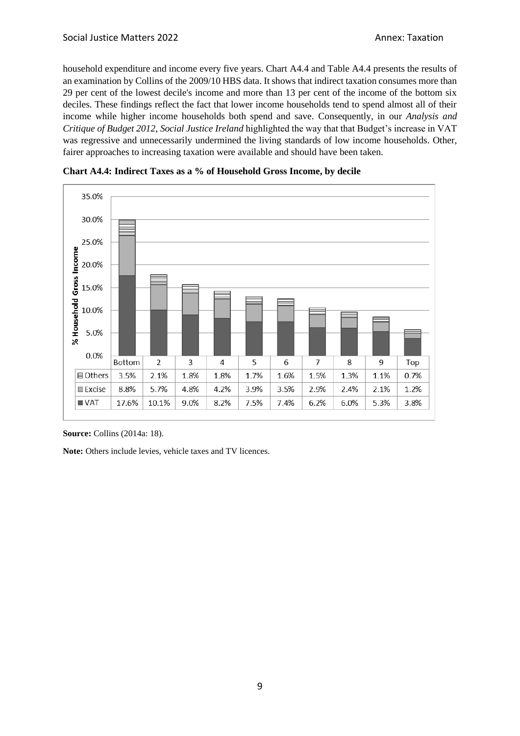household expenditure and income every five years. Chart A4.4 and Table A4.4 presents the results of an examination by Collins of the 2009/10 HBS data. It shows that indirect taxation consumes more than 29 per cent of the lowest decile's income and more than 13 per cent of the income of the bottom six deciles. These findings reflect the fact that lower income households tend to spend almost all of their income while higher income households both spend and save. Consequently, in our *Analysis and Critique of Budget 2012*, *Social Justice Ireland* highlighted the way that that Budget's increase in VAT was regressive and unnecessarily undermined the living standards of low income households. Other, fairer approaches to increasing taxation were available and should have been taken.

**Chart A4.4: Indirect Taxes as a % of Household Gross Income, by decile**

% Household Gross Income

35.0%
30.0%
25.0%
20.0%
15.0%
10.0%
5.0%
0.0%

Bottom 2 3 4 5 6 7 8 9 Top

Others 3.5% 2.1% 1.8% 1.8% 1.7% 1.6% 1.5% 1.3% 1.1% 0.7%

Excise 8.8% 5.7% 4.8% 4.2% 3.9% 3.5% 2.9% 2.4% 2.1% 1.2%

VAT 17.6% 10.1% 9.0% 8.2% 7.5% 7.4% 6.2% 6.0% 5.3% 3.8%

**Source:** Collins (2014a: 18).

**Note:** Others include levies, vehicle taxes and TV licences.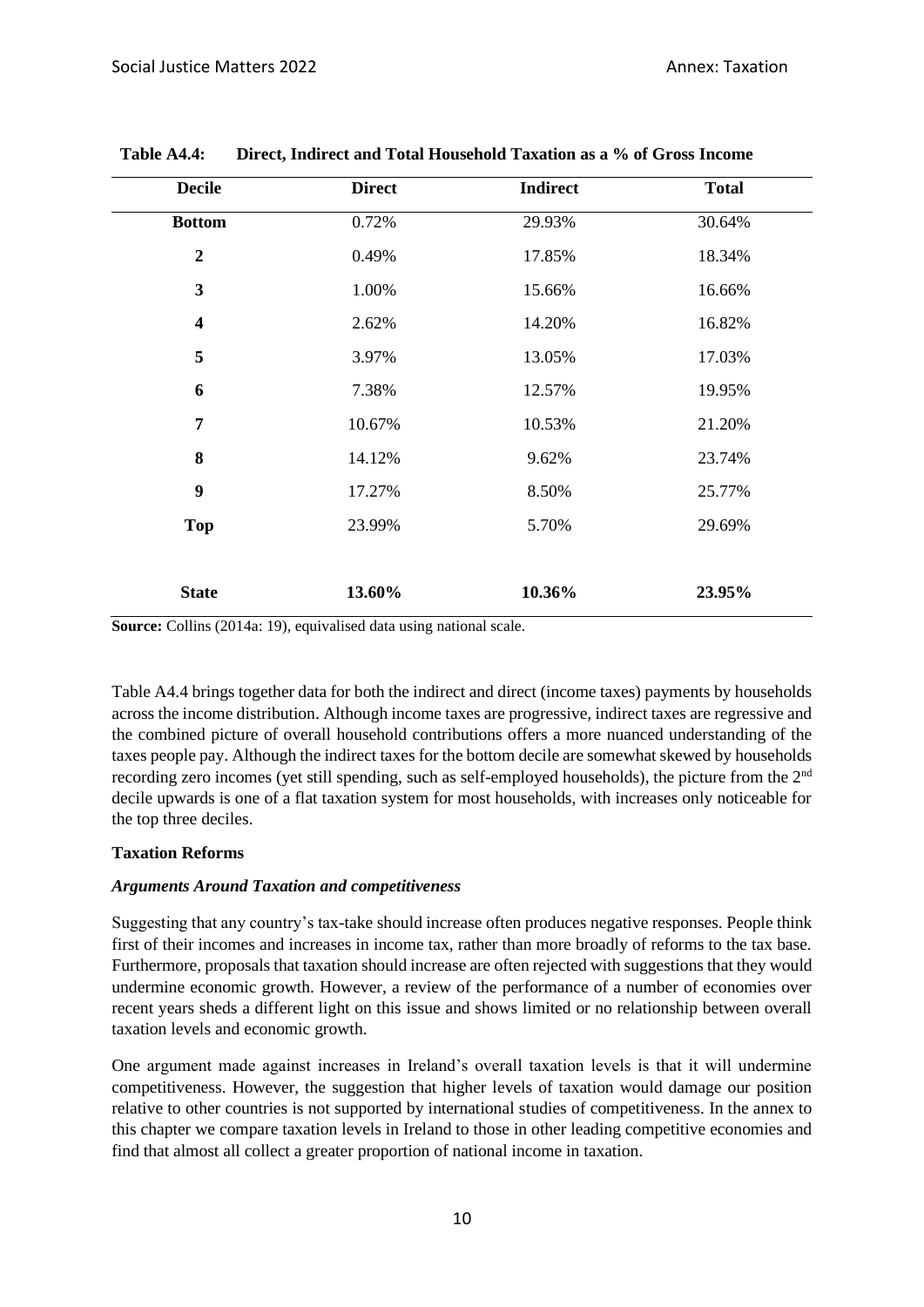**Table A4.4: Direct, Indirect and Total Household Taxation as a % of Gross Income**

| Decile | Direct | Indirect | Total |
|---|---|---|---|
| **Bottom** | 0.72% | 29.93% | 30.64% |
| **2** | 0.49% | 17.85% | 18.34% |
| **3** | 1.00% | 15.66% | 16.66% |
| **4** | 2.62% | 14.20% | 16.82% |
| **5** | 3.97% | 13.05% | 17.03% |
| **6** | 7.38% | 12.57% | 19.95% |
| **7** | 10.67% | 10.53% | 21.20% |
| **8** | 14.12% | 9.62% | 23.74% |
| **9** | 17.27% | 8.50% | 25.77% |
| **Top** | 23.99% | 5.70% | 29.69% |
| **State** | **13.60%** | **10.36%** | **23.95%** |

**Source:** Collins (2014a: 19), equivalised data using national scale.

Table A4.4 brings together data for both the indirect and direct (income taxes) payments by households across the income distribution. Although income taxes are progressive, indirect taxes are regressive and the combined picture of overall household contributions offers a more nuanced understanding of the taxes people pay. Although the indirect taxes for the bottom decile are somewhat skewed by households recording zero incomes (yet still spending, such as self-employed households), the picture from the 2nd decile upwards is one of a flat taxation system for most households, with increases only noticeable for the top three deciles.

### Taxation Reforms

#### *Arguments Around Taxation and competitiveness*

Suggesting that any country's tax-take should increase often produces negative responses. People think first of their incomes and increases in income tax, rather than more broadly of reforms to the tax base. Furthermore, proposals that taxation should increase are often rejected with suggestions that they would undermine economic growth. However, a review of the performance of a number of economies over recent years sheds a different light on this issue and shows limited or no relationship between overall taxation levels and economic growth.

One argument made against increases in Ireland's overall taxation levels is that it will undermine competitiveness. However, the suggestion that higher levels of taxation would damage our position relative to other countries is not supported by international studies of competitiveness. In the annex to this chapter we compare taxation levels in Ireland to those in other leading competitive economies and find that almost all collect a greater proportion of national income in taxation.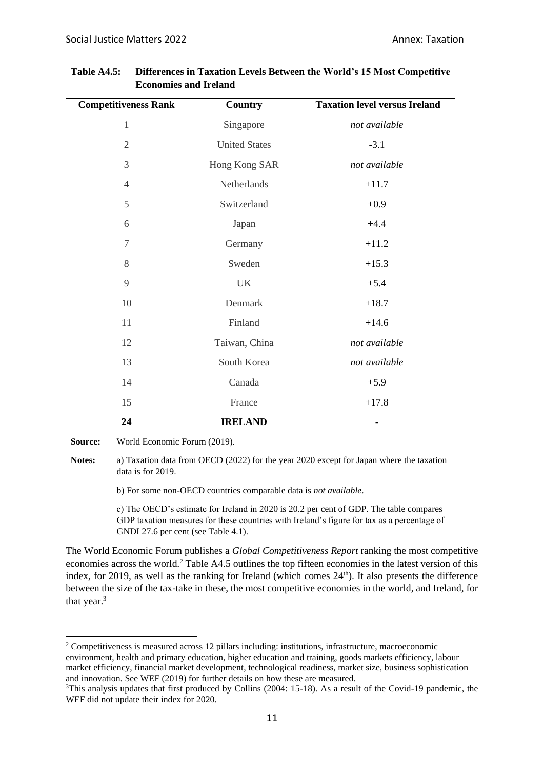**Table A4.5: Differences in Taxation Levels Between the World's 15 Most Competitive Economies and Ireland**

| Competitiveness Rank | Country | Taxation level versus Ireland |
|---|---|---|
| 1 | Singapore | *not available* |
| 2 | United States | -3.1 |
| 3 | Hong Kong SAR | *not available* |
| 4 | Netherlands | +11.7 |
| 5 | Switzerland | +0.9 |
| 6 | Japan | +4.4 |
| 7 | Germany | +11.2 |
| 8 | Sweden | +15.3 |
| 9 | UK | +5.4 |
| 10 | Denmark | +18.7 |
| 11 | Finland | +14.6 |
| 12 | Taiwan, China | *not available* |
| 13 | South Korea | *not available* |
| 14 | Canada | +5.9 |
| 15 | France | +17.8 |
| **24** | **IRELAND** | - |

**Source:** World Economic Forum (2019).

**Notes:** a) Taxation data from OECD (2022) for the year 2020 except for Japan where the taxation data is for 2019.

b) For some non-OECD countries comparable data is *not available*.

c) The OECD's estimate for Ireland in 2020 is 20.2 per cent of GDP. The table compares GDP taxation measures for these countries with Ireland's figure for tax as a percentage of GNDI 27.6 per cent (see Table 4.1).

The World Economic Forum publishes a *Global Competitiveness Report* ranking the most competitive economies across the world.[2] Table A4.5 outlines the top fifteen economies in the latest version of this index, for 2019, as well as the ranking for Ireland (which comes 24th). It also presents the difference between the size of the tax-take in these, the most competitive economies in the world, and Ireland, for that year.[3]

---

[2] Competitiveness is measured across 12 pillars including: institutions, infrastructure, macroeconomic environment, health and primary education, higher education and training, goods markets efficiency, labour market efficiency, financial market development, technological readiness, market size, business sophistication and innovation. See WEF (2019) for further details on how these are measured.

[3] This analysis updates that first produced by Collins (2004: 15-18). As a result of the Covid-19 pandemic, the WEF did not update their index for 2020.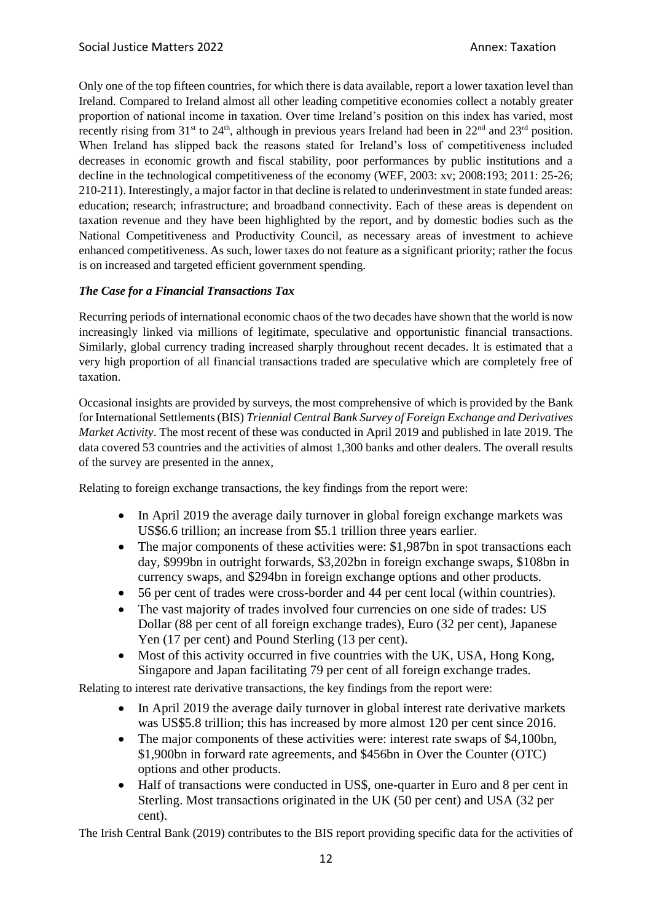Only one of the top fifteen countries, for which there is data available, report a lower taxation level than Ireland. Compared to Ireland almost all other leading competitive economies collect a notably greater proportion of national income in taxation. Over time Ireland's position on this index has varied, most recently rising from 31st to 24th, although in previous years Ireland had been in 22nd and 23rd position. When Ireland has slipped back the reasons stated for Ireland's loss of competitiveness included decreases in economic growth and fiscal stability, poor performances by public institutions and a decline in the technological competitiveness of the economy (WEF, 2003: xv; 2008:193; 2011: 25-26; 210-211). Interestingly, a major factor in that decline is related to underinvestment in state funded areas: education; research; infrastructure; and broadband connectivity. Each of these areas is dependent on taxation revenue and they have been highlighted by the report, and by domestic bodies such as the National Competitiveness and Productivity Council, as necessary areas of investment to achieve enhanced competitiveness. As such, lower taxes do not feature as a significant priority; rather the focus is on increased and targeted efficient government spending.

### *The Case for a Financial Transactions Tax*

Recurring periods of international economic chaos of the two decades have shown that the world is now increasingly linked via millions of legitimate, speculative and opportunistic financial transactions. Similarly, global currency trading increased sharply throughout recent decades. It is estimated that a very high proportion of all financial transactions traded are speculative which are completely free of taxation.

Occasional insights are provided by surveys, the most comprehensive of which is provided by the Bank for International Settlements (BIS) *Triennial Central Bank Survey of Foreign Exchange and Derivatives Market Activity*. The most recent of these was conducted in April 2019 and published in late 2019. The data covered 53 countries and the activities of almost 1,300 banks and other dealers. The overall results of the survey are presented in the annex,

Relating to foreign exchange transactions, the key findings from the report were:

- In April 2019 the average daily turnover in global foreign exchange markets was US$6.6 trillion; an increase from $5.1 trillion three years earlier.
- The major components of these activities were: $1,987bn in spot transactions each day, $999bn in outright forwards, $3,202bn in foreign exchange swaps, $108bn in currency swaps, and $294bn in foreign exchange options and other products.
- 56 per cent of trades were cross-border and 44 per cent local (within countries).
- The vast majority of trades involved four currencies on one side of trades: US Dollar (88 per cent of all foreign exchange trades), Euro (32 per cent), Japanese Yen (17 per cent) and Pound Sterling (13 per cent).
- Most of this activity occurred in five countries with the UK, USA, Hong Kong, Singapore and Japan facilitating 79 per cent of all foreign exchange trades.

Relating to interest rate derivative transactions, the key findings from the report were:

- In April 2019 the average daily turnover in global interest rate derivative markets was US$5.8 trillion; this has increased by more almost 120 per cent since 2016.
- The major components of these activities were: interest rate swaps of $4,100bn, $1,900bn in forward rate agreements, and $456bn in Over the Counter (OTC) options and other products.
- Half of transactions were conducted in US$, one-quarter in Euro and 8 per cent in Sterling. Most transactions originated in the UK (50 per cent) and USA (32 per cent).

The Irish Central Bank (2019) contributes to the BIS report providing specific data for the activities of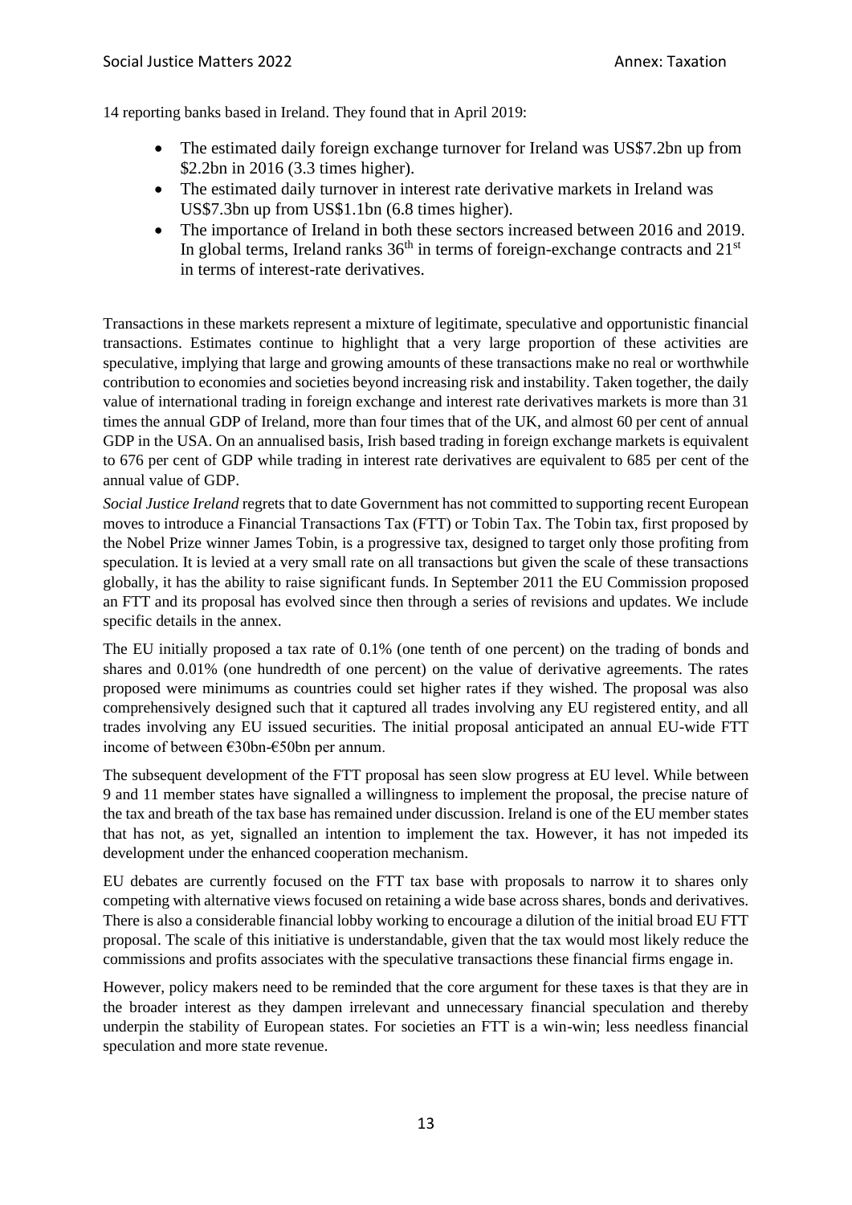14 reporting banks based in Ireland. They found that in April 2019:

- The estimated daily foreign exchange turnover for Ireland was US$7.2bn up from $2.2bn in 2016 (3.3 times higher).
- The estimated daily turnover in interest rate derivative markets in Ireland was US$7.3bn up from US$1.1bn (6.8 times higher).
- The importance of Ireland in both these sectors increased between 2016 and 2019. In global terms, Ireland ranks 36th in terms of foreign-exchange contracts and 21st in terms of interest-rate derivatives.

Transactions in these markets represent a mixture of legitimate, speculative and opportunistic financial transactions. Estimates continue to highlight that a very large proportion of these activities are speculative, implying that large and growing amounts of these transactions make no real or worthwhile contribution to economies and societies beyond increasing risk and instability. Taken together, the daily value of international trading in foreign exchange and interest rate derivatives markets is more than 31 times the annual GDP of Ireland, more than four times that of the UK, and almost 60 per cent of annual GDP in the USA. On an annualised basis, Irish based trading in foreign exchange markets is equivalent to 676 per cent of GDP while trading in interest rate derivatives are equivalent to 685 per cent of the annual value of GDP.

*Social Justice Ireland* regrets that to date Government has not committed to supporting recent European moves to introduce a Financial Transactions Tax (FTT) or Tobin Tax. The Tobin tax, first proposed by the Nobel Prize winner James Tobin, is a progressive tax, designed to target only those profiting from speculation. It is levied at a very small rate on all transactions but given the scale of these transactions globally, it has the ability to raise significant funds. In September 2011 the EU Commission proposed an FTT and its proposal has evolved since then through a series of revisions and updates. We include specific details in the annex.

The EU initially proposed a tax rate of 0.1% (one tenth of one percent) on the trading of bonds and shares and 0.01% (one hundredth of one percent) on the value of derivative agreements. The rates proposed were minimums as countries could set higher rates if they wished. The proposal was also comprehensively designed such that it captured all trades involving any EU registered entity, and all trades involving any EU issued securities. The initial proposal anticipated an annual EU-wide FTT income of between €30bn-€50bn per annum.

The subsequent development of the FTT proposal has seen slow progress at EU level. While between 9 and 11 member states have signalled a willingness to implement the proposal, the precise nature of the tax and breath of the tax base has remained under discussion. Ireland is one of the EU member states that has not, as yet, signalled an intention to implement the tax. However, it has not impeded its development under the enhanced cooperation mechanism.

EU debates are currently focused on the FTT tax base with proposals to narrow it to shares only competing with alternative views focused on retaining a wide base across shares, bonds and derivatives. There is also a considerable financial lobby working to encourage a dilution of the initial broad EU FTT proposal. The scale of this initiative is understandable, given that the tax would most likely reduce the commissions and profits associates with the speculative transactions these financial firms engage in.

However, policy makers need to be reminded that the core argument for these taxes is that they are in the broader interest as they dampen irrelevant and unnecessary financial speculation and thereby underpin the stability of European states. For societies an FTT is a win-win; less needless financial speculation and more state revenue.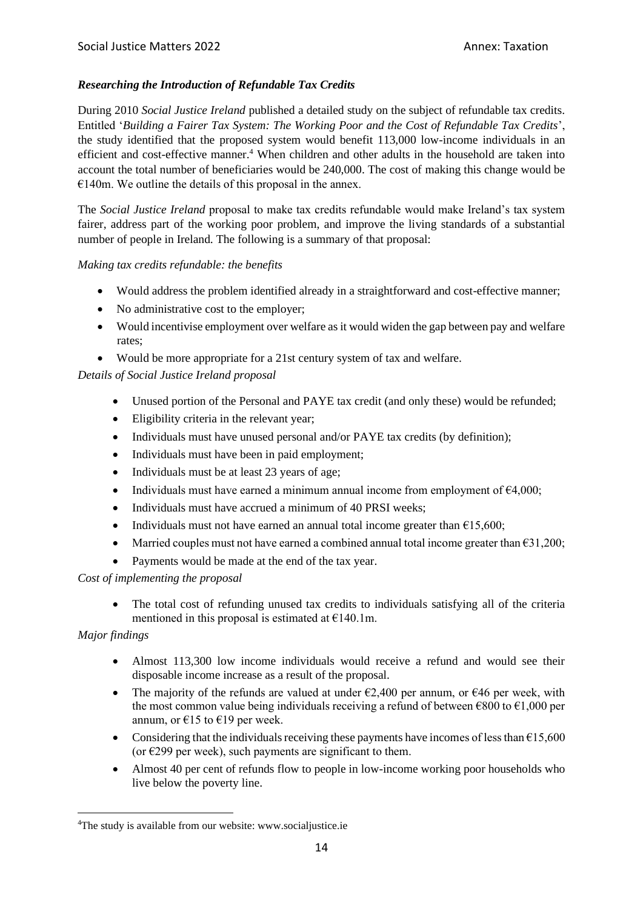### *Researching the Introduction of Refundable Tax Credits*

During 2010 *Social Justice Ireland* published a detailed study on the subject of refundable tax credits. Entitled '*Building a Fairer Tax System: The Working Poor and the Cost of Refundable Tax Credits*', the study identified that the proposed system would benefit 113,000 low-income individuals in an efficient and cost-effective manner.[4] When children and other adults in the household are taken into account the total number of beneficiaries would be 240,000. The cost of making this change would be €140m. We outline the details of this proposal in the annex.

The *Social Justice Ireland* proposal to make tax credits refundable would make Ireland's tax system fairer, address part of the working poor problem, and improve the living standards of a substantial number of people in Ireland. The following is a summary of that proposal:

*Making tax credits refundable: the benefits*

- Would address the problem identified already in a straightforward and cost-effective manner;
- No administrative cost to the employer;
- Would incentivise employment over welfare as it would widen the gap between pay and welfare rates;
- Would be more appropriate for a 21st century system of tax and welfare.

*Details of Social Justice Ireland proposal*

- Unused portion of the Personal and PAYE tax credit (and only these) would be refunded;
- Eligibility criteria in the relevant year;
- Individuals must have unused personal and/or PAYE tax credits (by definition);
- Individuals must have been in paid employment;
- Individuals must be at least 23 years of age;
- Individuals must have earned a minimum annual income from employment of €4,000;
- Individuals must have accrued a minimum of 40 PRSI weeks;
- Individuals must not have earned an annual total income greater than €15,600;
- Married couples must not have earned a combined annual total income greater than €31,200;
- Payments would be made at the end of the tax year.

*Cost of implementing the proposal*

- The total cost of refunding unused tax credits to individuals satisfying all of the criteria mentioned in this proposal is estimated at €140.1m.

*Major findings*

- Almost 113,300 low income individuals would receive a refund and would see their disposable income increase as a result of the proposal.
- The majority of the refunds are valued at under €2,400 per annum, or €46 per week, with the most common value being individuals receiving a refund of between €800 to €1,000 per annum, or €15 to €19 per week.
- Considering that the individuals receiving these payments have incomes of less than €15,600 (or €299 per week), such payments are significant to them.
- Almost 40 per cent of refunds flow to people in low-income working poor households who live below the poverty line.

---

[4] The study is available from our website: www.socialjustice.ie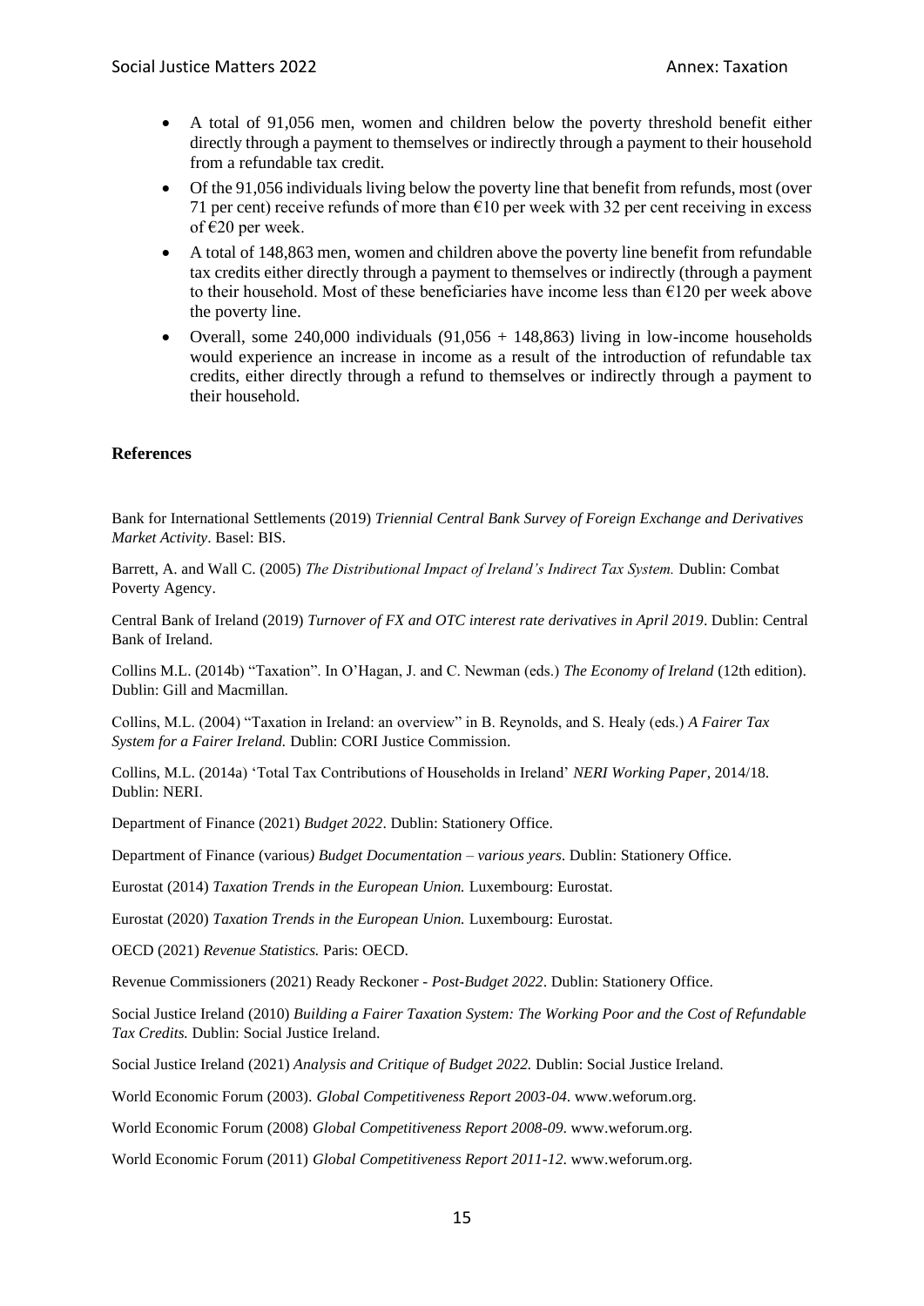- A total of 91,056 men, women and children below the poverty threshold benefit either directly through a payment to themselves or indirectly through a payment to their household from a refundable tax credit.
- Of the 91,056 individuals living below the poverty line that benefit from refunds, most (over 71 per cent) receive refunds of more than €10 per week with 32 per cent receiving in excess of €20 per week.
- A total of 148,863 men, women and children above the poverty line benefit from refundable tax credits either directly through a payment to themselves or indirectly (through a payment to their household. Most of these beneficiaries have income less than €120 per week above the poverty line.
- Overall, some 240,000 individuals (91,056 + 148,863) living in low-income households would experience an increase in income as a result of the introduction of refundable tax credits, either directly through a refund to themselves or indirectly through a payment to their household.

## References

Bank for International Settlements (2019) *Triennial Central Bank Survey of Foreign Exchange and Derivatives Market Activity*. Basel: BIS.

Barrett, A. and Wall C. (2005) *The Distributional Impact of Ireland's Indirect Tax System.* Dublin: Combat Poverty Agency.

Central Bank of Ireland (2019) *Turnover of FX and OTC interest rate derivatives in April 2019*. Dublin: Central Bank of Ireland.

Collins M.L. (2014b) "Taxation". In O'Hagan, J. and C. Newman (eds.) *The Economy of Ireland* (12th edition). Dublin: Gill and Macmillan.

Collins, M.L. (2004) "Taxation in Ireland: an overview" in B. Reynolds, and S. Healy (eds.) *A Fairer Tax System for a Fairer Ireland.* Dublin: CORI Justice Commission.

Collins, M.L. (2014a) 'Total Tax Contributions of Households in Ireland' *NERI Working Paper*, 2014/18. Dublin: NERI.

Department of Finance (2021) *Budget 2022*. Dublin: Stationery Office.

Department of Finance (various*) Budget Documentation – various years*. Dublin: Stationery Office.

Eurostat (2014) *Taxation Trends in the European Union.* Luxembourg: Eurostat.

Eurostat (2020) *Taxation Trends in the European Union.* Luxembourg: Eurostat.

OECD (2021) *Revenue Statistics.* Paris: OECD.

Revenue Commissioners (2021) Ready Reckoner - *Post-Budget 2022*. Dublin: Stationery Office.

Social Justice Ireland (2010) *Building a Fairer Taxation System: The Working Poor and the Cost of Refundable Tax Credits.* Dublin: Social Justice Ireland.

Social Justice Ireland (2021) *Analysis and Critique of Budget 2022.* Dublin: Social Justice Ireland.

World Economic Forum (2003). *Global Competitiveness Report 2003-04*. www.weforum.org.

World Economic Forum (2008) *Global Competitiveness Report 2008-09*. www.weforum.org.

World Economic Forum (2011) *Global Competitiveness Report 2011-12*. www.weforum.org.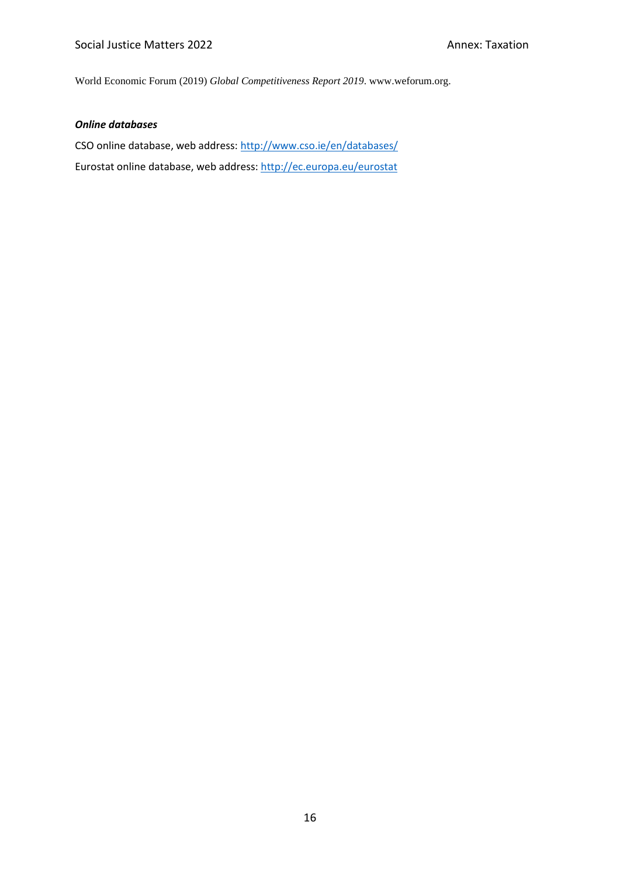World Economic Forum (2019) *Global Competitiveness Report 2019*. www.weforum.org.

***Online databases***

CSO online database, web address: http://www.cso.ie/en/databases/

Eurostat online database, web address: http://ec.europa.eu/eurostat